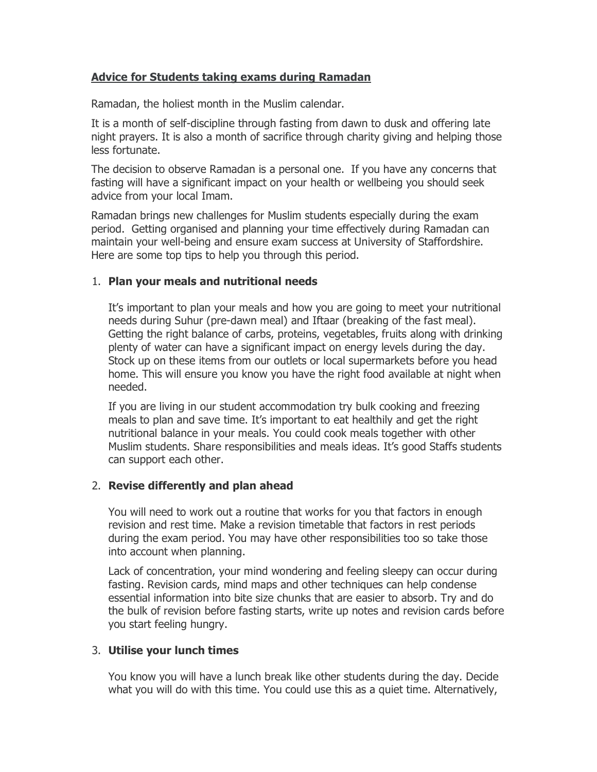## Advice for Students taking exams during Ramadan

Ramadan, the holiest month in the Muslim calendar.

It is a month of self-discipline through fasting from dawn to dusk and offering late night prayers. It is also a month of sacrifice through charity giving and helping those less fortunate.

The decision to observe Ramadan is a personal one. If you have any concerns that fasting will have a significant impact on your health or wellbeing you should seek advice from your local Imam.

Ramadan brings new challenges for Muslim students especially during the exam period. Getting organised and planning your time effectively during Ramadan can maintain your well-being and ensure exam success at University of Staffordshire. Here are some top tips to help you through this period.

1. **Plan your meals and nutritional needs**

   It's important to plan your meals and how you are going to meet your nutritional needs during Suhur (pre-dawn meal) and Iftaar (breaking of the fast meal). Getting the right balance of carbs, proteins, vegetables, fruits along with drinking plenty of water can have a significant impact on energy levels during the day. Stock up on these items from our outlets or local supermarkets before you head home. This will ensure you know you have the right food available at night when needed.

   If you are living in our student accommodation try bulk cooking and freezing meals to plan and save time. It's important to eat healthily and get the right nutritional balance in your meals. You could cook meals together with other Muslim students. Share responsibilities and meals ideas. It's good Staffs students can support each other.

2. **Revise differently and plan ahead**

   You will need to work out a routine that works for you that factors in enough revision and rest time. Make a revision timetable that factors in rest periods during the exam period. You may have other responsibilities too so take those into account when planning.

   Lack of concentration, your mind wondering and feeling sleepy can occur during fasting. Revision cards, mind maps and other techniques can help condense essential information into bite size chunks that are easier to absorb. Try and do the bulk of revision before fasting starts, write up notes and revision cards before you start feeling hungry.

3. **Utilise your lunch times**

   You know you will have a lunch break like other students during the day. Decide what you will do with this time. You could use this as a quiet time. Alternatively,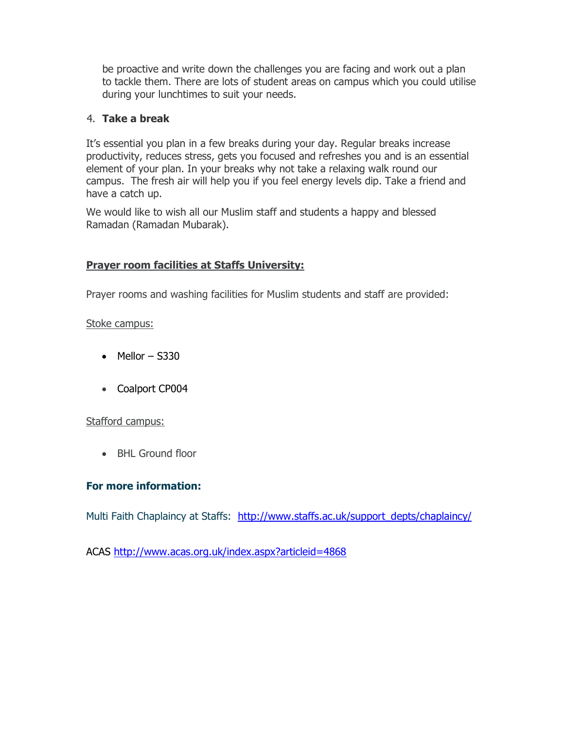be proactive and write down the challenges you are facing and work out a plan to tackle them. There are lots of student areas on campus which you could utilise during your lunchtimes to suit your needs.

4. **Take a break**

It's essential you plan in a few breaks during your day. Regular breaks increase productivity, reduces stress, gets you focused and refreshes you and is an essential element of your plan. In your breaks why not take a relaxing walk round our campus. The fresh air will help you if you feel energy levels dip. Take a friend and have a catch up.

We would like to wish all our Muslim staff and students a happy and blessed Ramadan (Ramadan Mubarak).

**Prayer room facilities at Staffs University:**

Prayer rooms and washing facilities for Muslim students and staff are provided:

Stoke campus:

- Mellor – S330
- Coalport CP004

Stafford campus:

- BHL Ground floor

**For more information:**

Multi Faith Chaplaincy at Staffs: http://www.staffs.ac.uk/support_depts/chaplaincy/

ACAS http://www.acas.org.uk/index.aspx?articleid=4868